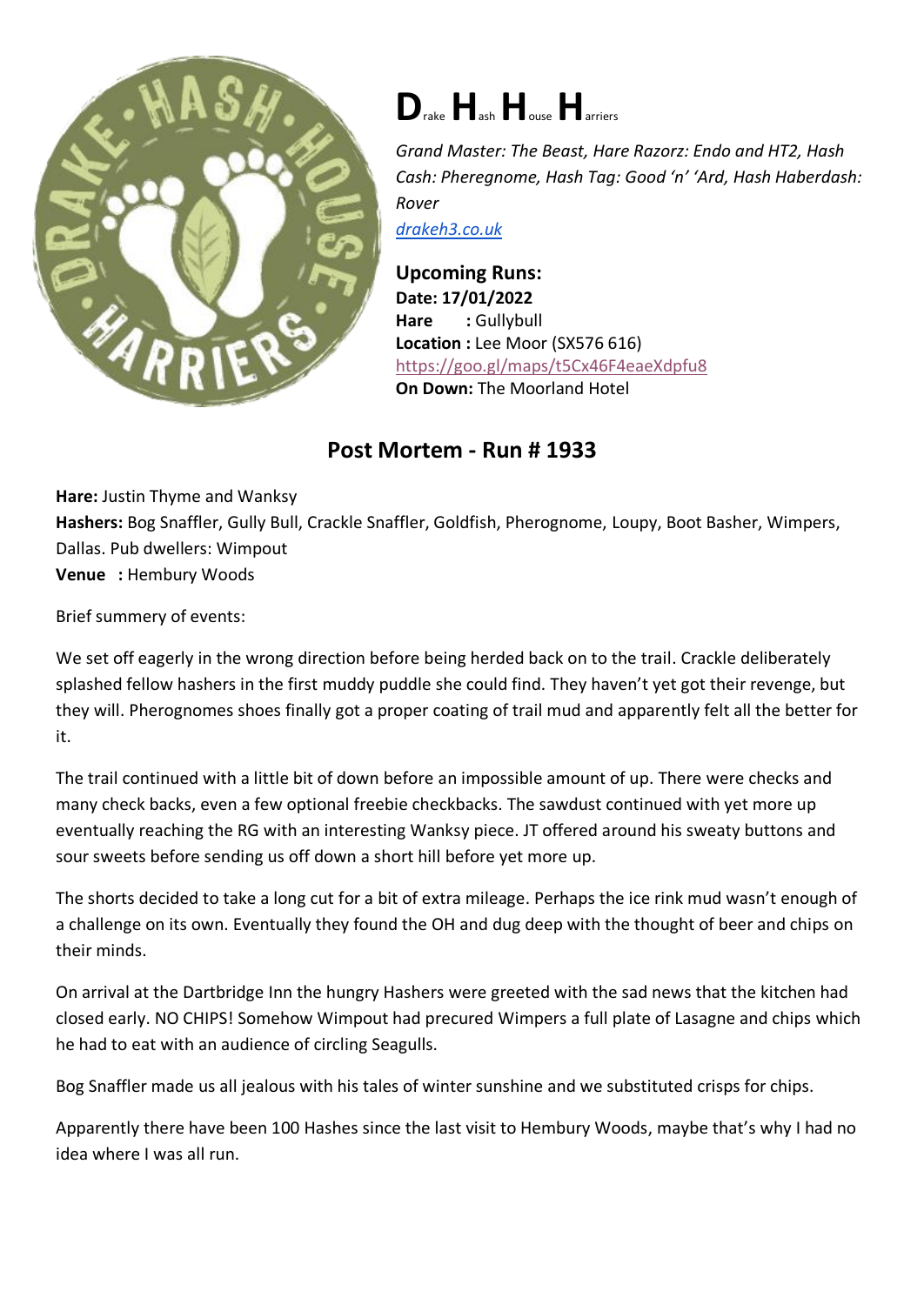# D<small>rake</small> H<small>ash</small> H<small>ouse</small> H<small>arriers</small>

*Grand Master: The Beast, Hare Razorz: Endo and HT2, Hash Cash: Pheregnome, Hash Tag: Good 'n' 'Ard, Hash Haberdash: Rover*

[drakeh3.co.uk](drakeh3.co.uk)

**Upcoming Runs:**

**Date: 17/01/2022**
**Hare : **Gullybull
**Location : **Lee Moor (SX576 616)
https://goo.gl/maps/t5Cx46F4eaeXdpfu8
**On Down:** The Moorland Hotel

## Post Mortem - Run # 1933

**Hare:** Justin Thyme and Wanksy
**Hashers:** Bog Snaffler, Gully Bull, Crackle Snaffler, Goldfish, Pherognome, Loupy, Boot Basher, Wimpers, Dallas. Pub dwellers: Wimpout
**Venue : **Hembury Woods

Brief summery of events:

We set off eagerly in the wrong direction before being herded back on to the trail. Crackle deliberately splashed fellow hashers in the first muddy puddle she could find. They haven't yet got their revenge, but they will. Pherognomes shoes finally got a proper coating of trail mud and apparently felt all the better for it.

The trail continued with a little bit of down before an impossible amount of up. There were checks and many check backs, even a few optional freebie checkbacks. The sawdust continued with yet more up eventually reaching the RG with an interesting Wanksy piece. JT offered around his sweaty buttons and sour sweets before sending us off down a short hill before yet more up.

The shorts decided to take a long cut for a bit of extra mileage. Perhaps the ice rink mud wasn't enough of a challenge on its own. Eventually they found the OH and dug deep with the thought of beer and chips on their minds.

On arrival at the Dartbridge Inn the hungry Hashers were greeted with the sad news that the kitchen had closed early. NO CHIPS! Somehow Wimpout had precured Wimpers a full plate of Lasagne and chips which he had to eat with an audience of circling Seagulls.

Bog Snaffler made us all jealous with his tales of winter sunshine and we substituted crisps for chips.

Apparently there have been 100 Hashes since the last visit to Hembury Woods, maybe that's why I had no idea where I was all run.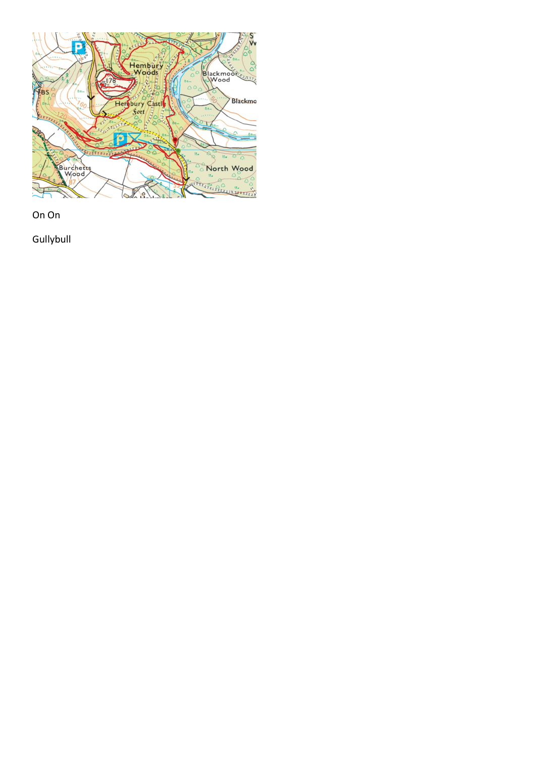On On

Gullybull